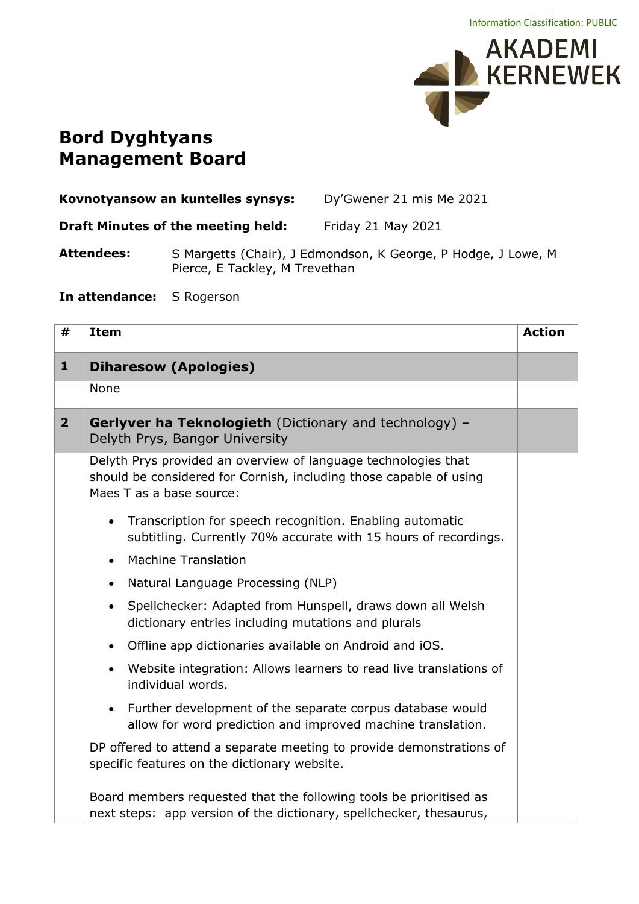Information Classification: PUBLIC

AKADEMI KERNEWEK

# Bord Dyghtyans
# Management Board

**Kovnotyansow an kuntelles synsys:** Dy'Gwener 21 mis Me 2021

**Draft Minutes of the meeting held:** Friday 21 May 2021

**Attendees:** S Margetts (Chair), J Edmondson, K George, P Hodge, J Lowe, M Pierce, E Tackley, M Trevethan

**In attendance:** S Rogerson

| # | Item | Action |
|---|---|---|
| **1** | **Diharesow (Apologies)** | |
| | None | |
| **2** | **Gerlyver ha Teknologieth** (Dictionary and technology) – Delyth Prys, Bangor University | |
| | Delyth Prys provided an overview of language technologies that should be considered for Cornish, including those capable of using Maes T as a base source:<br>• Transcription for speech recognition. Enabling automatic subtitling. Currently 70% accurate with 15 hours of recordings.<br>• Machine Translation<br>• Natural Language Processing (NLP)<br>• Spellchecker: Adapted from Hunspell, draws down all Welsh dictionary entries including mutations and plurals<br>• Offline app dictionaries available on Android and iOS.<br>• Website integration: Allows learners to read live translations of individual words.<br>• Further development of the separate corpus database would allow for word prediction and improved machine translation.<br><br>DP offered to attend a separate meeting to provide demonstrations of specific features on the dictionary website.<br><br>Board members requested that the following tools be prioritised as next steps: app version of the dictionary, spellchecker, thesaurus, | |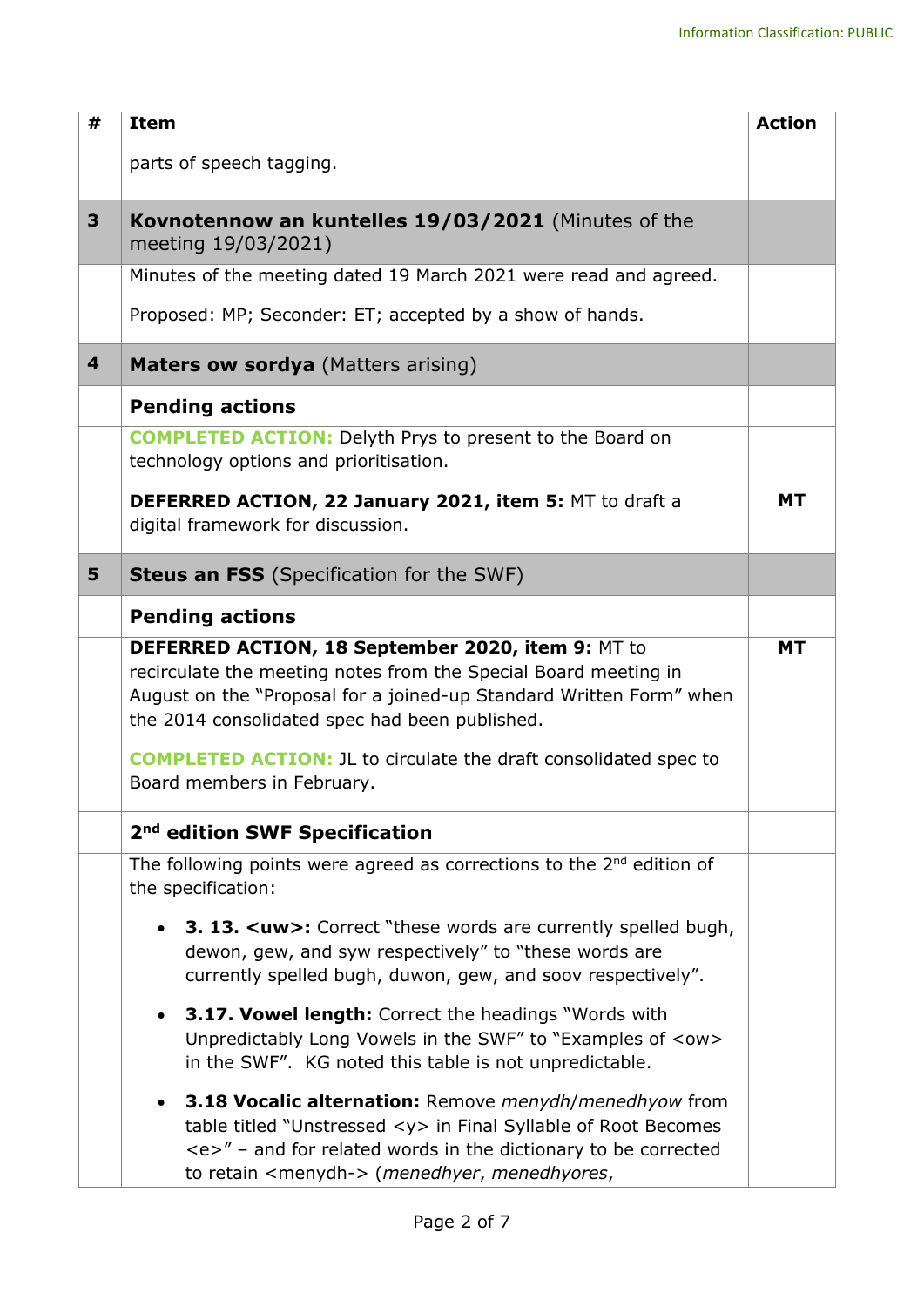| # | Item | Action |
|---|---|---|
| | parts of speech tagging. | |
| **3** | **Kovnotennow an kuntelles 19/03/2021** (Minutes of the meeting 19/03/2021) | |
| | Minutes of the meeting dated 19 March 2021 were read and agreed.<br><br>Proposed: MP; Seconder: ET; accepted by a show of hands. | |
| **4** | **Maters ow sordya** (Matters arising) | |
| | **Pending actions** | |
| | **COMPLETED ACTION:** Delyth Prys to present to the Board on technology options and prioritisation.<br><br>**DEFERRED ACTION, 22 January 2021, item 5:** MT to draft a digital framework for discussion. | **MT** |
| **5** | **Steus an FSS** (Specification for the SWF) | |
| | **Pending actions** | |
| | **DEFERRED ACTION, 18 September 2020, item 9:** MT to recirculate the meeting notes from the Special Board meeting in August on the "Proposal for a joined-up Standard Written Form" when the 2014 consolidated spec had been published.<br><br>**COMPLETED ACTION:** JL to circulate the draft consolidated spec to Board members in February. | **MT** |
| | **2nd edition SWF Specification** | |
| | The following points were agreed as corrections to the 2nd edition of the specification:<br><br>• **3. 13. <uw>:** Correct "these words are currently spelled bugh, dewon, gew, and syw respectively" to "these words are currently spelled bugh, duwon, gew, and soov respectively".<br><br>• **3.17. Vowel length:** Correct the headings "Words with Unpredictably Long Vowels in the SWF" to "Examples of <ow> in the SWF". KG noted this table is not unpredictable.<br><br>• **3.18 Vocalic alternation:** Remove *menydh*/*menedhyow* from table titled "Unstressed <y> in Final Syllable of Root Becomes <e>" – and for related words in the dictionary to be corrected to retain <menydh-> (*menedhyer*, *menedhyores*, | |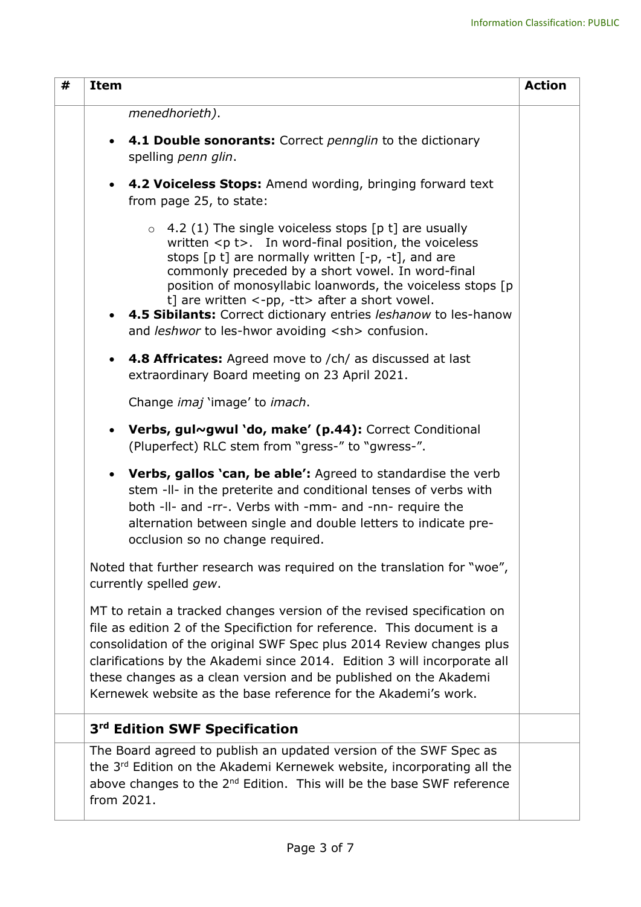| # | Item | Action |
|---|---|---|
| | *menedhorieth*).<br><br>• **4.1 Double sonorants:** Correct *pennglin* to the dictionary spelling *penn glin*.<br><br>• **4.2 Voiceless Stops:** Amend wording, bringing forward text from page 25, to state:<br><br>  ○ 4.2 (1) The single voiceless stops [p t] are usually written <p t>. In word-final position, the voiceless stops [p t] are normally written [-p, -t], and are commonly preceded by a short vowel. In word-final position of monosyllabic loanwords, the voiceless stops [p t] are written <-pp, -tt> after a short vowel.<br><br>• **4.5 Sibilants:** Correct dictionary entries *leshanow* to les-hanow and *leshwor* to les-hwor avoiding <sh> confusion.<br><br>• **4.8 Affricates:** Agreed move to /ch/ as discussed at last extraordinary Board meeting on 23 April 2021.<br><br>  Change *imaj* 'image' to *imach*.<br><br>• **Verbs, gul~gwul 'do, make' (p.44):** Correct Conditional (Pluperfect) RLC stem from "gress-" to "gwress-".<br><br>• **Verbs, gallos 'can, be able':** Agreed to standardise the verb stem -ll- in the preterite and conditional tenses of verbs with both -ll- and -rr-. Verbs with -mm- and -nn- require the alternation between single and double letters to indicate pre-occlusion so no change required.<br><br>Noted that further research was required on the translation for "woe", currently spelled *gew*.<br><br>MT to retain a tracked changes version of the revised specification on file as edition 2 of the Specifiction for reference. This document is a consolidation of the original SWF Spec plus 2014 Review changes plus clarifications by the Akademi since 2014. Edition 3 will incorporate all these changes as a clean version and be published on the Akademi Kernewek website as the base reference for the Akademi's work. | |
| | **3rd Edition SWF Specification** | |
| | The Board agreed to publish an updated version of the SWF Spec as the 3rd Edition on the Akademi Kernewek website, incorporating all the above changes to the 2nd Edition. This will be the base SWF reference from 2021. | |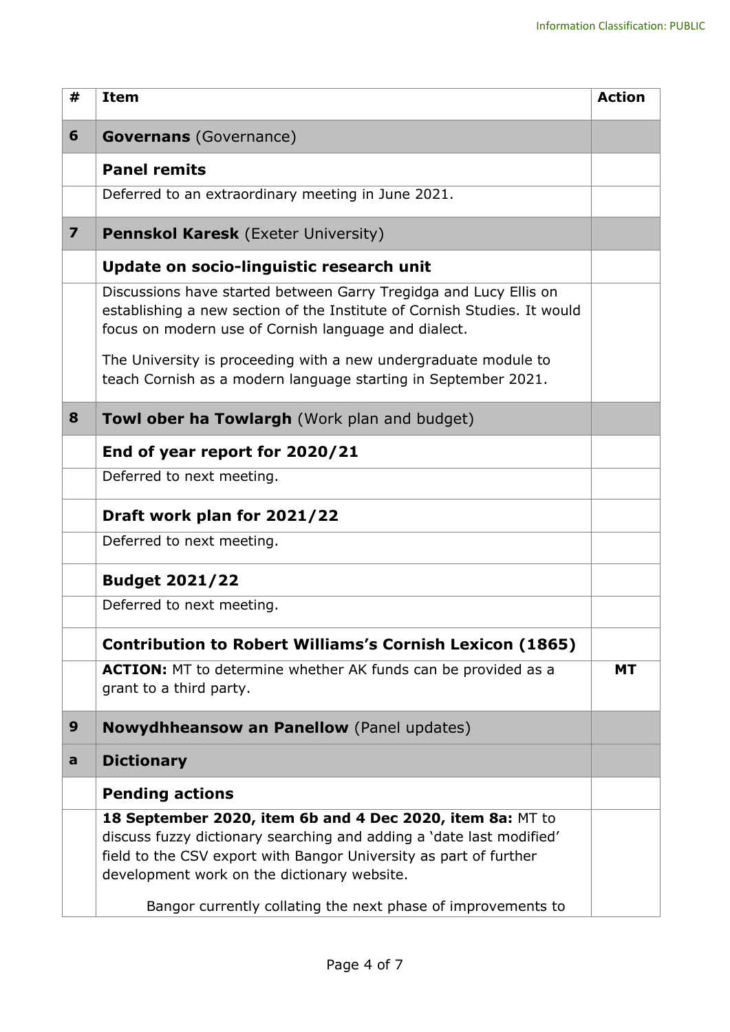| # | Item | Action |
|---|---|---|
| **6** | **Governans** (Governance) | |
| | **Panel remits** | |
| | Deferred to an extraordinary meeting in June 2021. | |
| **7** | **Pennskol Karesk** (Exeter University) | |
| | **Update on socio-linguistic research unit** | |
| | Discussions have started between Garry Tregidga and Lucy Ellis on establishing a new section of the Institute of Cornish Studies. It would focus on modern use of Cornish language and dialect.<br><br>The University is proceeding with a new undergraduate module to teach Cornish as a modern language starting in September 2021. | |
| **8** | **Towl ober ha Towlargh** (Work plan and budget) | |
| | **End of year report for 2020/21** | |
| | Deferred to next meeting. | |
| | **Draft work plan for 2021/22** | |
| | Deferred to next meeting. | |
| | **Budget 2021/22** | |
| | Deferred to next meeting. | |
| | **Contribution to Robert Williams's Cornish Lexicon (1865)** | |
| | **ACTION:** MT to determine whether AK funds can be provided as a grant to a third party. | **MT** |
| **9** | **Nowydhheansow an Panellow** (Panel updates) | |
| **a** | **Dictionary** | |
| | **Pending actions** | |
| | **18 September 2020, item 6b and 4 Dec 2020, item 8a:** MT to discuss fuzzy dictionary searching and adding a 'date last modified' field to the CSV export with Bangor University as part of further development work on the dictionary website.<br><br>Bangor currently collating the next phase of improvements to | |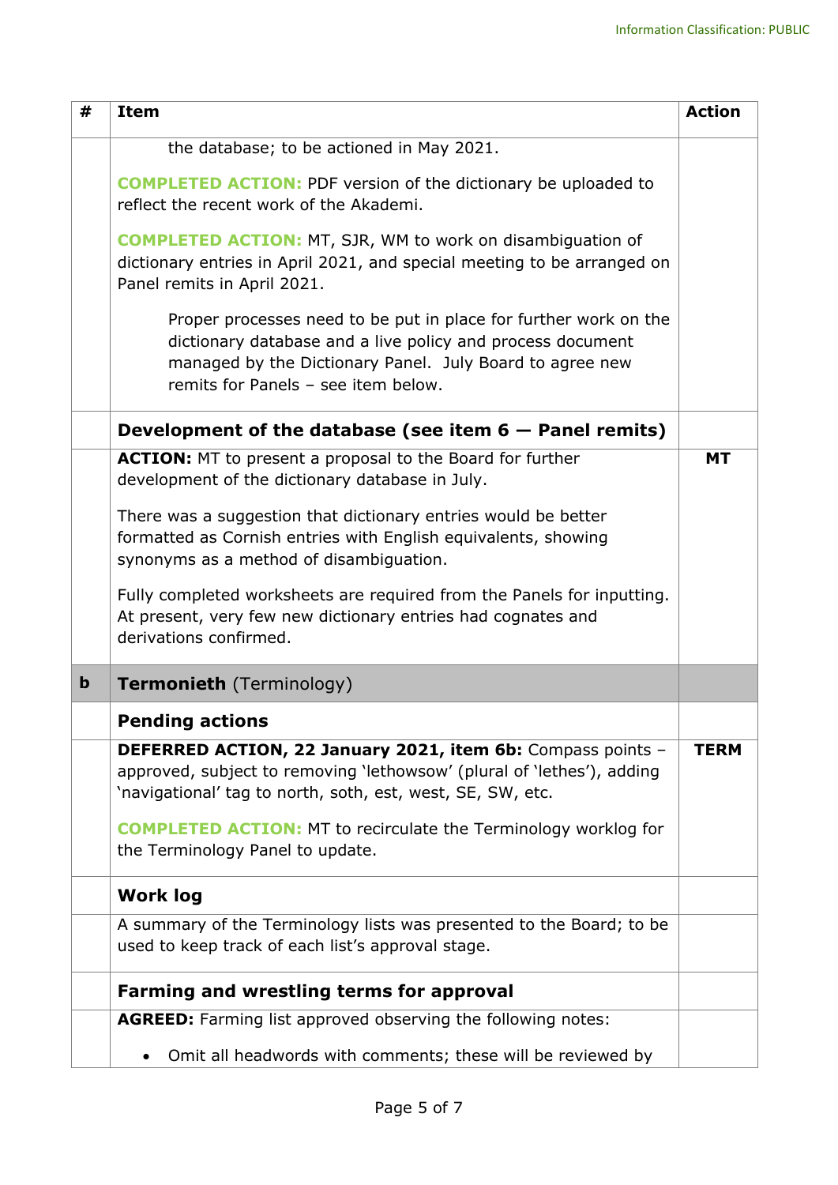| # | Item | Action |
|---|---|---|
| | the database; to be actioned in May 2021.<br><br>**COMPLETED ACTION:** PDF version of the dictionary be uploaded to reflect the recent work of the Akademi.<br><br>**COMPLETED ACTION:** MT, SJR, WM to work on disambiguation of dictionary entries in April 2021, and special meeting to be arranged on Panel remits in April 2021.<br><br>Proper processes need to be put in place for further work on the dictionary database and a live policy and process document managed by the Dictionary Panel. July Board to agree new remits for Panels – see item below. | |
| | **Development of the database (see item 6 — Panel remits)** | |
| | **ACTION:** MT to present a proposal to the Board for further development of the dictionary database in July.<br><br>There was a suggestion that dictionary entries would be better formatted as Cornish entries with English equivalents, showing synonyms as a method of disambiguation.<br><br>Fully completed worksheets are required from the Panels for inputting. At present, very few new dictionary entries had cognates and derivations confirmed. | **MT** |
| **b** | **Termonieth** (Terminology) | |
| | **Pending actions** | |
| | **DEFERRED ACTION, 22 January 2021, item 6b:** Compass points – approved, subject to removing 'lethowsow' (plural of 'lethes'), adding 'navigational' tag to north, soth, est, west, SE, SW, etc.<br><br>**COMPLETED ACTION:** MT to recirculate the Terminology worklog for the Terminology Panel to update. | **TERM** |
| | **Work log** | |
| | A summary of the Terminology lists was presented to the Board; to be used to keep track of each list's approval stage. | |
| | **Farming and wrestling terms for approval** | |
| | **AGREED:** Farming list approved observing the following notes:<br><br>• Omit all headwords with comments; these will be reviewed by | |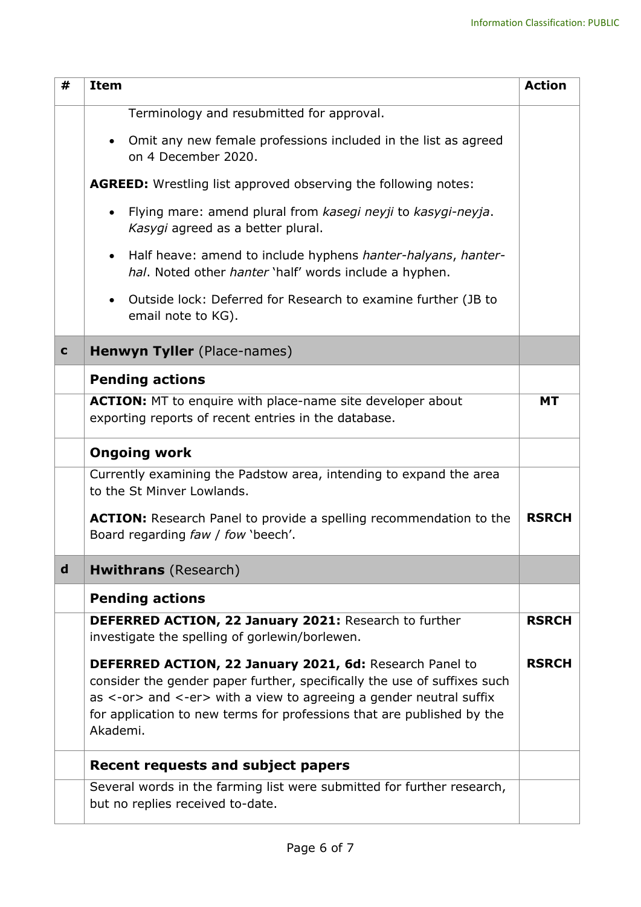| # | Item | Action |
|---|---|---|
| | Terminology and resubmitted for approval.<br>• Omit any new female professions included in the list as agreed on 4 December 2020.<br>**AGREED:** Wrestling list approved observing the following notes:<br>• Flying mare: amend plural from *kasegi neyji* to *kasygi-neyja*. *Kasygi* agreed as a better plural.<br>• Half heave: amend to include hyphens *hanter-halyans*, *hanter-hal*. Noted other *hanter* 'half' words include a hyphen.<br>• Outside lock: Deferred for Research to examine further (JB to email note to KG). | |
| **c** | **Henwyn Tyller** (Place-names) | |
| | **Pending actions** | |
| | **ACTION:** MT to enquire with place-name site developer about exporting reports of recent entries in the database. | **MT** |
| | **Ongoing work** | |
| | Currently examining the Padstow area, intending to expand the area to the St Minver Lowlands.<br>**ACTION:** Research Panel to provide a spelling recommendation to the Board regarding *faw* / *fow* 'beech'. | **RSRCH** |
| **d** | **Hwithrans** (Research) | |
| | **Pending actions** | |
| | **DEFERRED ACTION, 22 January 2021:** Research to further investigate the spelling of gorlewin/borlewen.<br>**DEFERRED ACTION, 22 January 2021, 6d:** Research Panel to consider the gender paper further, specifically the use of suffixes such as <-or> and <-er> with a view to agreeing a gender neutral suffix for application to new terms for professions that are published by the Akademi. | **RSRCH**<br>**RSRCH** |
| | **Recent requests and subject papers** | |
| | Several words in the farming list were submitted for further research, but no replies received to-date. | |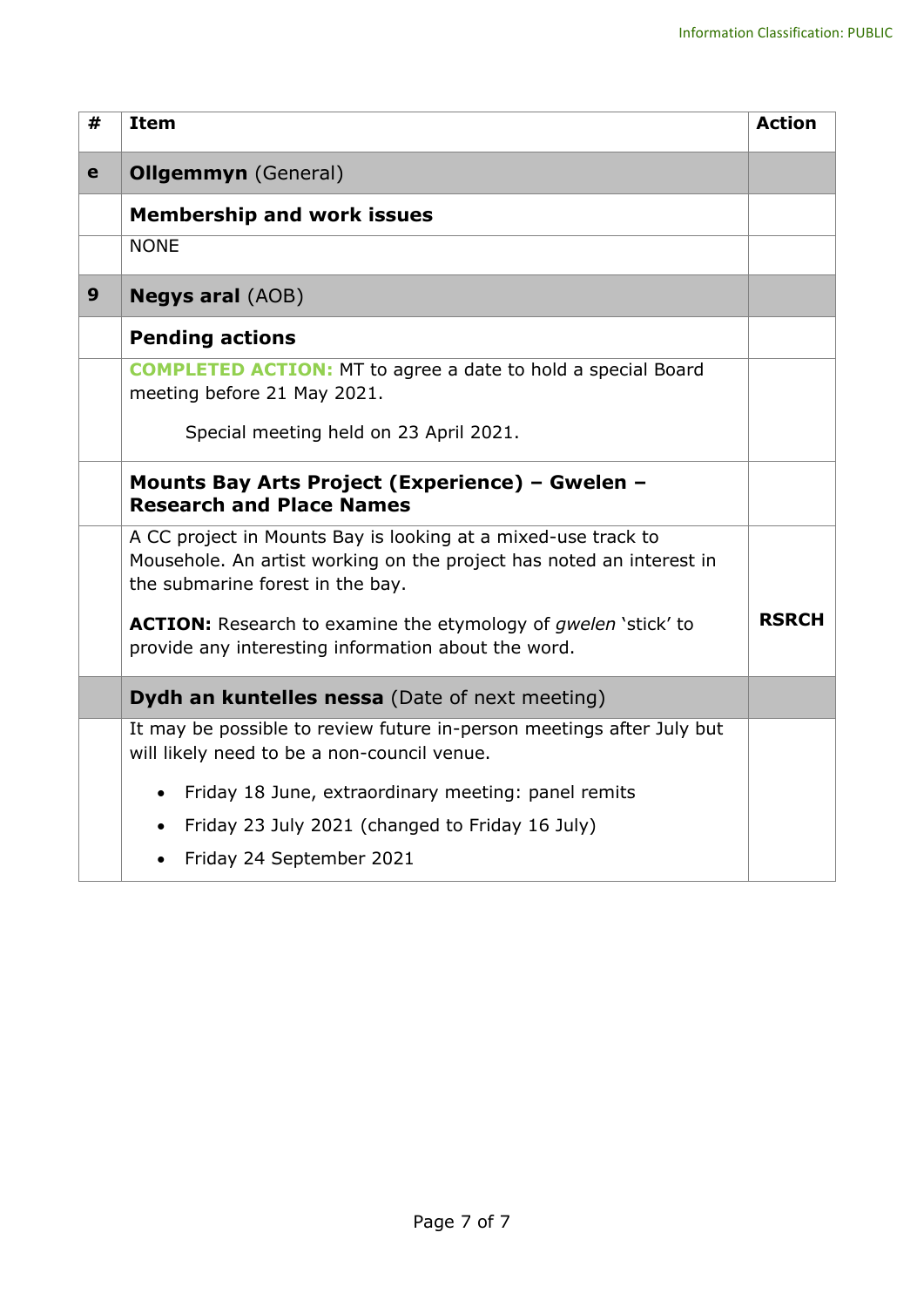| # | Item | Action |
|---|---|---|
| e | **Ollgemmyn** (General) | |
| | **Membership and work issues** | |
| | NONE | |
| 9 | **Negys aral** (AOB) | |
| | **Pending actions** | |
| | **COMPLETED ACTION:** MT to agree a date to hold a special Board meeting before 21 May 2021.<br><br>Special meeting held on 23 April 2021. | |
| | **Mounts Bay Arts Project (Experience) – Gwelen – Research and Place Names** | |
| | A CC project in Mounts Bay is looking at a mixed-use track to Mousehole. An artist working on the project has noted an interest in the submarine forest in the bay.<br><br>**ACTION:** Research to examine the etymology of *gwelen* 'stick' to provide any interesting information about the word. | **RSRCH** |
| | **Dydh an kuntelles nessa** (Date of next meeting) | |
| | It may be possible to review future in-person meetings after July but will likely need to be a non-council venue.<br><br>• Friday 18 June, extraordinary meeting: panel remits<br>• Friday 23 July 2021 (changed to Friday 16 July)<br>• Friday 24 September 2021 | |